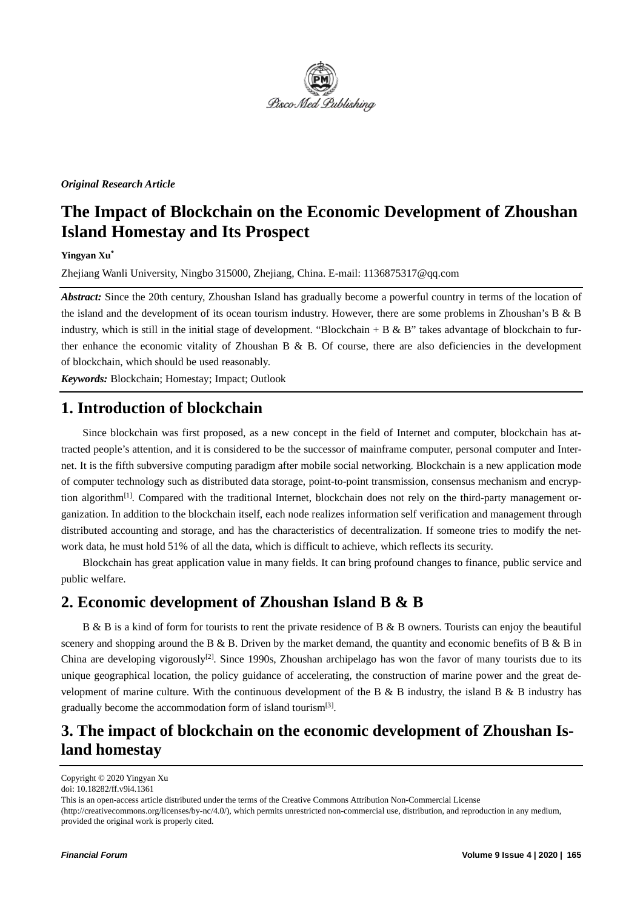*Original Research Article*

# The Impact of Blockchain on the Economic Development of Zhoushan Island Homestay and Its Prospect

**Yingyan Xu***

Zhejiang Wanli University, Ningbo 315000, Zhejiang, China. E-mail: 1136875317@qq.com

***Abstract:*** Since the 20th century, Zhoushan Island has gradually become a powerful country in terms of the location of the island and the development of its ocean tourism industry. However, there are some problems in Zhoushan's B & B industry, which is still in the initial stage of development. "Blockchain + B & B" takes advantage of blockchain to further enhance the economic vitality of Zhoushan B & B. Of course, there are also deficiencies in the development of blockchain, which should be used reasonably.

***Keywords:*** Blockchain; Homestay; Impact; Outlook

## 1. Introduction of blockchain

Since blockchain was first proposed, as a new concept in the field of Internet and computer, blockchain has attracted people's attention, and it is considered to be the successor of mainframe computer, personal computer and Internet. It is the fifth subversive computing paradigm after mobile social networking. Blockchain is a new application mode of computer technology such as distributed data storage, point-to-point transmission, consensus mechanism and encryption algorithm[1]. Compared with the traditional Internet, blockchain does not rely on the third-party management organization. In addition to the blockchain itself, each node realizes information self verification and management through distributed accounting and storage, and has the characteristics of decentralization. If someone tries to modify the network data, he must hold 51% of all the data, which is difficult to achieve, which reflects its security.

Blockchain has great application value in many fields. It can bring profound changes to finance, public service and public welfare.

## 2. Economic development of Zhoushan Island B & B

B & B is a kind of form for tourists to rent the private residence of B & B owners. Tourists can enjoy the beautiful scenery and shopping around the B & B. Driven by the market demand, the quantity and economic benefits of B & B in China are developing vigorously[2]. Since 1990s, Zhoushan archipelago has won the favor of many tourists due to its unique geographical location, the policy guidance of accelerating, the construction of marine power and the great development of marine culture. With the continuous development of the B & B industry, the island B & B industry has gradually become the accommodation form of island tourism[3].

## 3. The impact of blockchain on the economic development of Zhoushan Island homestay

Copyright © 2020 Yingyan Xu
doi: 10.18282/ff.v9i4.1361
This is an open-access article distributed under the terms of the Creative Commons Attribution Non-Commercial License (http://creativecommons.org/licenses/by-nc/4.0/), which permits unrestricted non-commercial use, distribution, and reproduction in any medium, provided the original work is properly cited.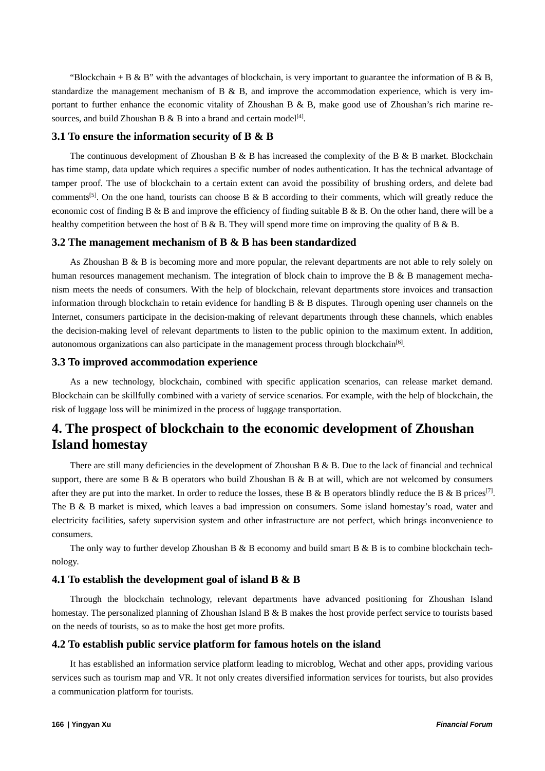"Blockchain + B & B" with the advantages of blockchain, is very important to guarantee the information of B & B, standardize the management mechanism of B & B, and improve the accommodation experience, which is very important to further enhance the economic vitality of Zhoushan B & B, make good use of Zhoushan's rich marine resources, and build Zhoushan B & B into a brand and certain model[4].

### 3.1 To ensure the information security of B & B

The continuous development of Zhoushan B & B has increased the complexity of the B & B market. Blockchain has time stamp, data update which requires a specific number of nodes authentication. It has the technical advantage of tamper proof. The use of blockchain to a certain extent can avoid the possibility of brushing orders, and delete bad comments[5]. On the one hand, tourists can choose B & B according to their comments, which will greatly reduce the economic cost of finding B & B and improve the efficiency of finding suitable B & B. On the other hand, there will be a healthy competition between the host of B & B. They will spend more time on improving the quality of B & B.

### 3.2 The management mechanism of B & B has been standardized

As Zhoushan B & B is becoming more and more popular, the relevant departments are not able to rely solely on human resources management mechanism. The integration of block chain to improve the B & B management mechanism meets the needs of consumers. With the help of blockchain, relevant departments store invoices and transaction information through blockchain to retain evidence for handling B & B disputes. Through opening user channels on the Internet, consumers participate in the decision-making of relevant departments through these channels, which enables the decision-making level of relevant departments to listen to the public opinion to the maximum extent. In addition, autonomous organizations can also participate in the management process through blockchain[6].

### 3.3 To improved accommodation experience

As a new technology, blockchain, combined with specific application scenarios, can release market demand. Blockchain can be skillfully combined with a variety of service scenarios. For example, with the help of blockchain, the risk of luggage loss will be minimized in the process of luggage transportation.

## 4. The prospect of blockchain to the economic development of Zhoushan Island homestay

There are still many deficiencies in the development of Zhoushan B & B. Due to the lack of financial and technical support, there are some B & B operators who build Zhoushan B & B at will, which are not welcomed by consumers after they are put into the market. In order to reduce the losses, these B & B operators blindly reduce the B & B prices[7]. The B & B market is mixed, which leaves a bad impression on consumers. Some island homestay's road, water and electricity facilities, safety supervision system and other infrastructure are not perfect, which brings inconvenience to consumers.

The only way to further develop Zhoushan B & B economy and build smart B & B is to combine blockchain technology.

### 4.1 To establish the development goal of island B & B

Through the blockchain technology, relevant departments have advanced positioning for Zhoushan Island homestay. The personalized planning of Zhoushan Island B & B makes the host provide perfect service to tourists based on the needs of tourists, so as to make the host get more profits.

### 4.2 To establish public service platform for famous hotels on the island

It has established an information service platform leading to microblog, Wechat and other apps, providing various services such as tourism map and VR. It not only creates diversified information services for tourists, but also provides a communication platform for tourists.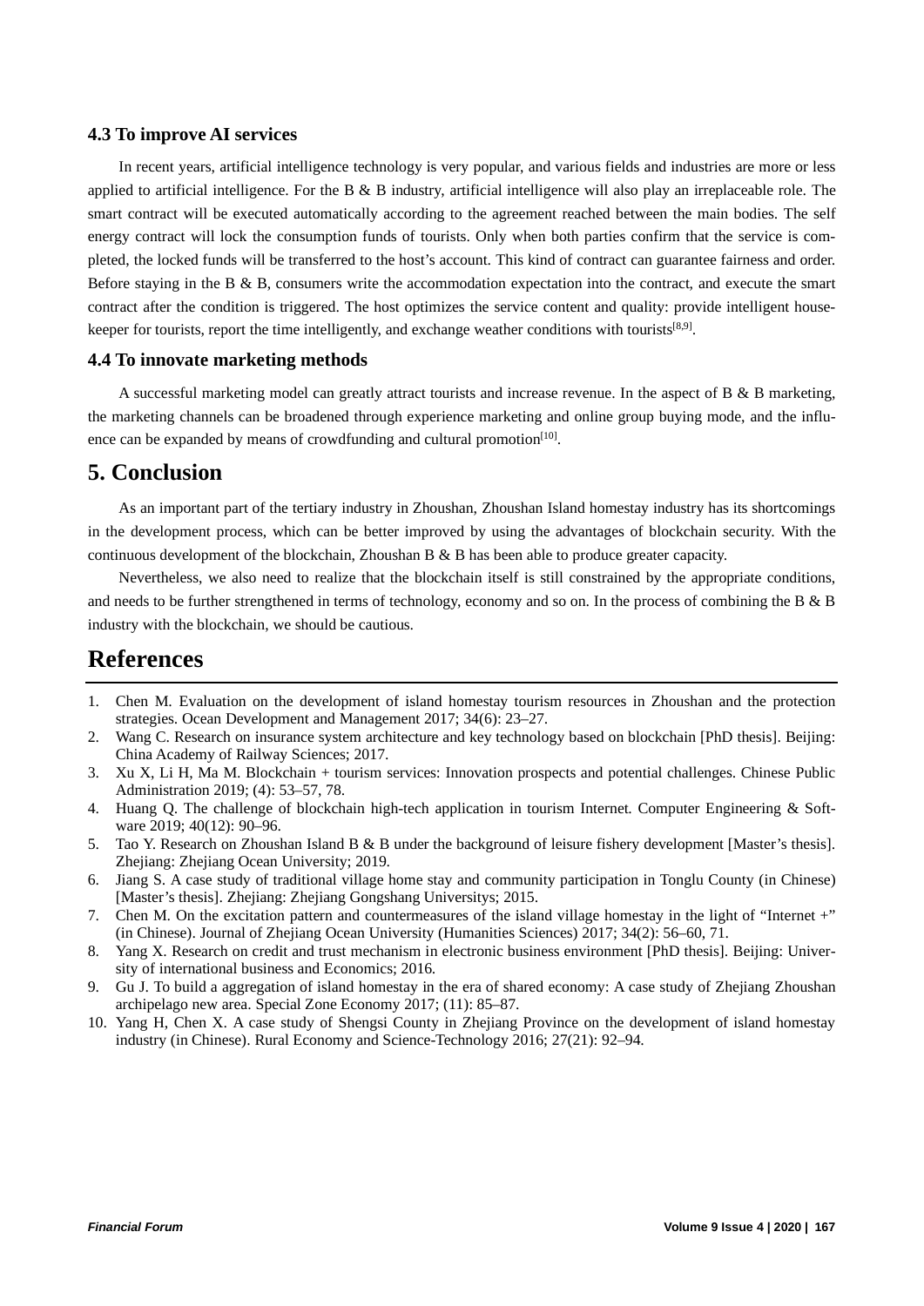### 4.3 To improve AI services

In recent years, artificial intelligence technology is very popular, and various fields and industries are more or less applied to artificial intelligence. For the B & B industry, artificial intelligence will also play an irreplaceable role. The smart contract will be executed automatically according to the agreement reached between the main bodies. The self energy contract will lock the consumption funds of tourists. Only when both parties confirm that the service is completed, the locked funds will be transferred to the host's account. This kind of contract can guarantee fairness and order. Before staying in the B & B, consumers write the accommodation expectation into the contract, and execute the smart contract after the condition is triggered. The host optimizes the service content and quality: provide intelligent housekeeper for tourists, report the time intelligently, and exchange weather conditions with tourists[8,9].

### 4.4 To innovate marketing methods

A successful marketing model can greatly attract tourists and increase revenue. In the aspect of B & B marketing, the marketing channels can be broadened through experience marketing and online group buying mode, and the influence can be expanded by means of crowdfunding and cultural promotion[10].

## 5. Conclusion

As an important part of the tertiary industry in Zhoushan, Zhoushan Island homestay industry has its shortcomings in the development process, which can be better improved by using the advantages of blockchain security. With the continuous development of the blockchain, Zhoushan B & B has been able to produce greater capacity.

Nevertheless, we also need to realize that the blockchain itself is still constrained by the appropriate conditions, and needs to be further strengthened in terms of technology, economy and so on. In the process of combining the B & B industry with the blockchain, we should be cautious.

# References

1. Chen M. Evaluation on the development of island homestay tourism resources in Zhoushan and the protection strategies. Ocean Development and Management 2017; 34(6): 23–27.
2. Wang C. Research on insurance system architecture and key technology based on blockchain [PhD thesis]. Beijing: China Academy of Railway Sciences; 2017.
3. Xu X, Li H, Ma M. Blockchain + tourism services: Innovation prospects and potential challenges. Chinese Public Administration 2019; (4): 53–57, 78.
4. Huang Q. The challenge of blockchain high-tech application in tourism Internet. Computer Engineering & Software 2019; 40(12): 90–96.
5. Tao Y. Research on Zhoushan Island B & B under the background of leisure fishery development [Master's thesis]. Zhejiang: Zhejiang Ocean University; 2019.
6. Jiang S. A case study of traditional village home stay and community participation in Tonglu County (in Chinese) [Master's thesis]. Zhejiang: Zhejiang Gongshang Universitys; 2015.
7. Chen M. On the excitation pattern and countermeasures of the island village homestay in the light of "Internet +" (in Chinese). Journal of Zhejiang Ocean University (Humanities Sciences) 2017; 34(2): 56–60, 71.
8. Yang X. Research on credit and trust mechanism in electronic business environment [PhD thesis]. Beijing: University of international business and Economics; 2016.
9. Gu J. To build a aggregation of island homestay in the era of shared economy: A case study of Zhejiang Zhoushan archipelago new area. Special Zone Economy 2017; (11): 85–87.
10. Yang H, Chen X. A case study of Shengsi County in Zhejiang Province on the development of island homestay industry (in Chinese). Rural Economy and Science-Technology 2016; 27(21): 92–94.